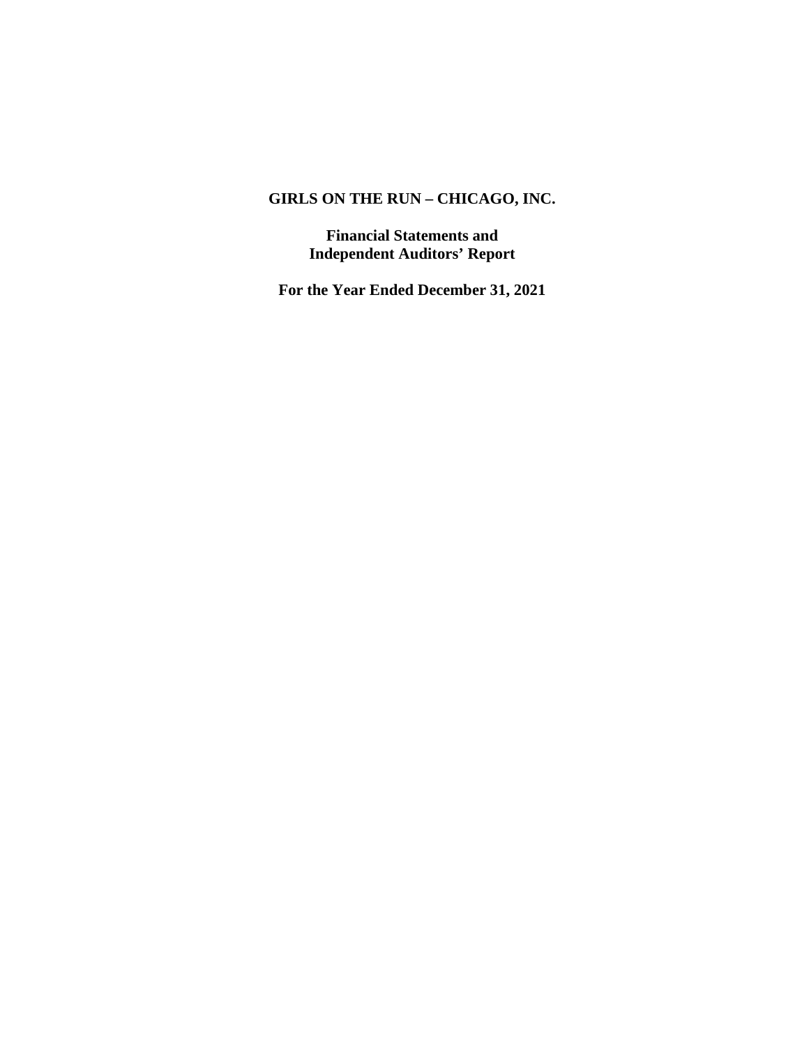# GIRLS ON THE RUN – CHICAGO, INC.

**Financial Statements and**
**Independent Auditors' Report**

**For the Year Ended December 31, 2021**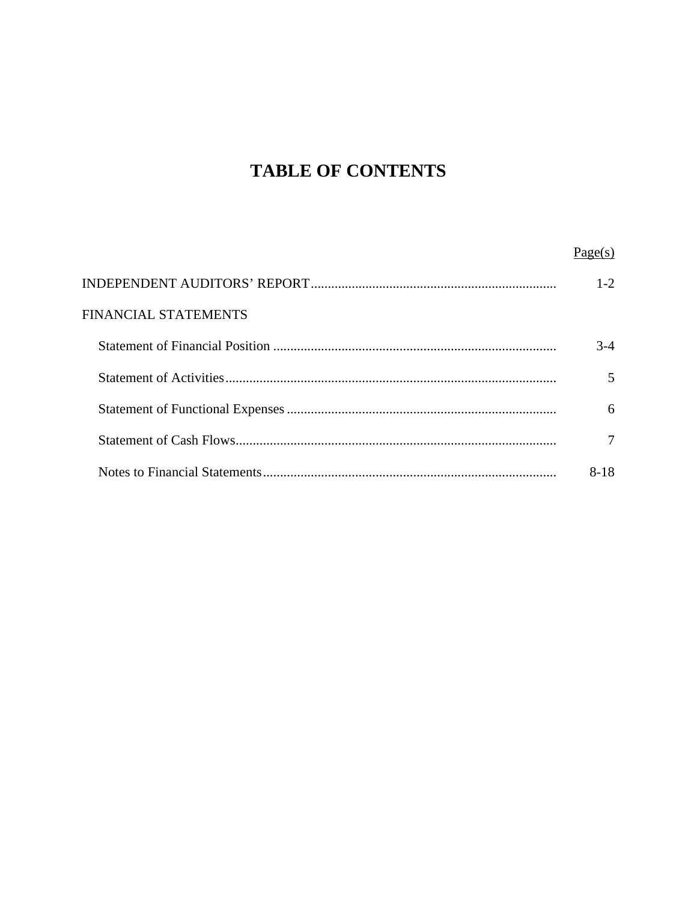# TABLE OF CONTENTS

| | Page(s) |
|---|---|
| INDEPENDENT AUDITORS' REPORT | 1-2 |
| FINANCIAL STATEMENTS | |
| Statement of Financial Position | 3-4 |
| Statement of Activities | 5 |
| Statement of Functional Expenses | 6 |
| Statement of Cash Flows | 7 |
| Notes to Financial Statements | 8-18 |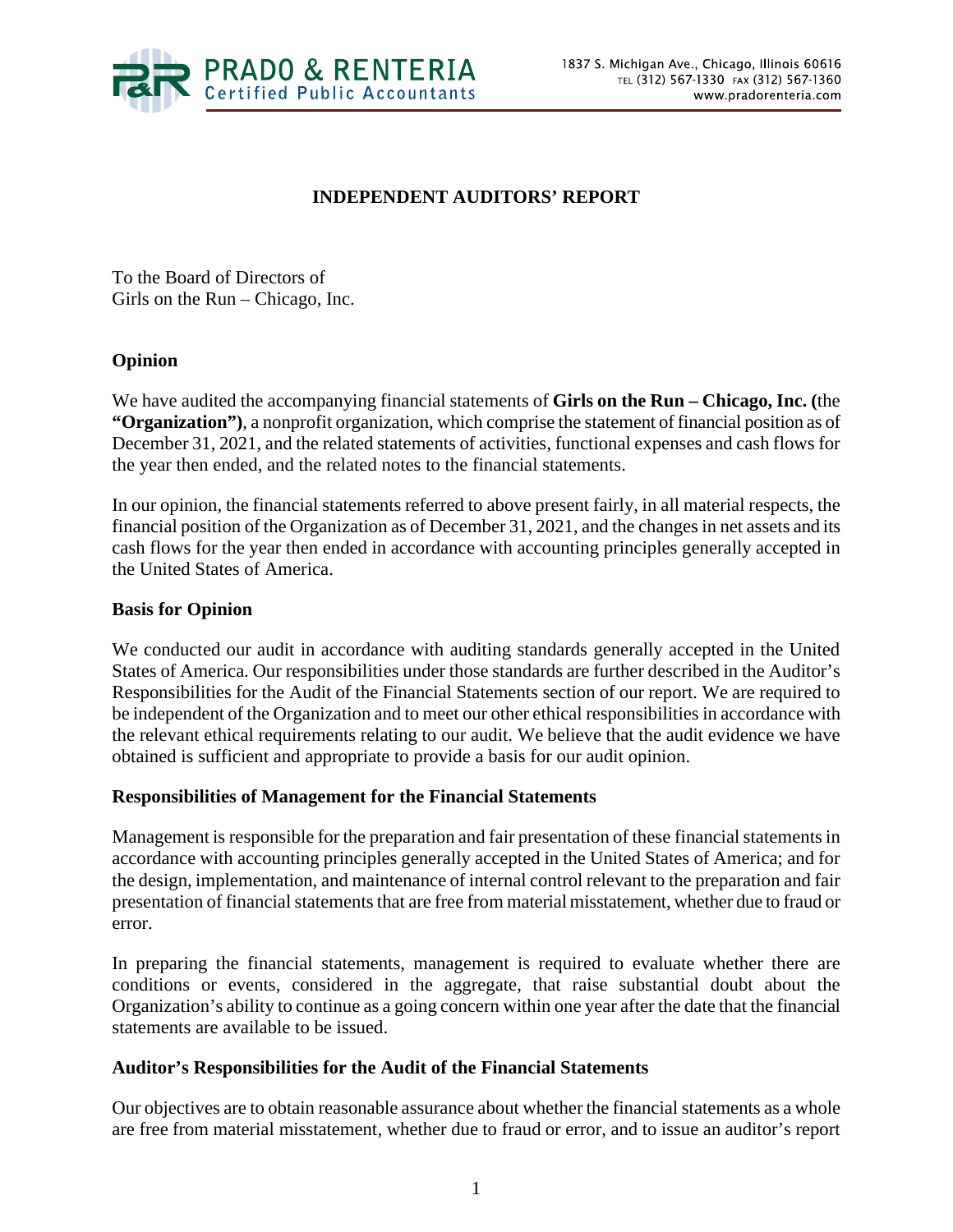# INDEPENDENT AUDITORS' REPORT

To the Board of Directors of
Girls on the Run – Chicago, Inc.

## Opinion

We have audited the accompanying financial statements of **Girls on the Run – Chicago, Inc. (**the **"Organization")**, a nonprofit organization, which comprise the statement of financial position as of December 31, 2021, and the related statements of activities, functional expenses and cash flows for the year then ended, and the related notes to the financial statements.

In our opinion, the financial statements referred to above present fairly, in all material respects, the financial position of the Organization as of December 31, 2021, and the changes in net assets and its cash flows for the year then ended in accordance with accounting principles generally accepted in the United States of America.

## Basis for Opinion

We conducted our audit in accordance with auditing standards generally accepted in the United States of America. Our responsibilities under those standards are further described in the Auditor's Responsibilities for the Audit of the Financial Statements section of our report. We are required to be independent of the Organization and to meet our other ethical responsibilities in accordance with the relevant ethical requirements relating to our audit. We believe that the audit evidence we have obtained is sufficient and appropriate to provide a basis for our audit opinion.

## Responsibilities of Management for the Financial Statements

Management is responsible for the preparation and fair presentation of these financial statements in accordance with accounting principles generally accepted in the United States of America; and for the design, implementation, and maintenance of internal control relevant to the preparation and fair presentation of financial statements that are free from material misstatement, whether due to fraud or error.

In preparing the financial statements, management is required to evaluate whether there are conditions or events, considered in the aggregate, that raise substantial doubt about the Organization's ability to continue as a going concern within one year after the date that the financial statements are available to be issued.

## Auditor's Responsibilities for the Audit of the Financial Statements

Our objectives are to obtain reasonable assurance about whether the financial statements as a whole are free from material misstatement, whether due to fraud or error, and to issue an auditor's report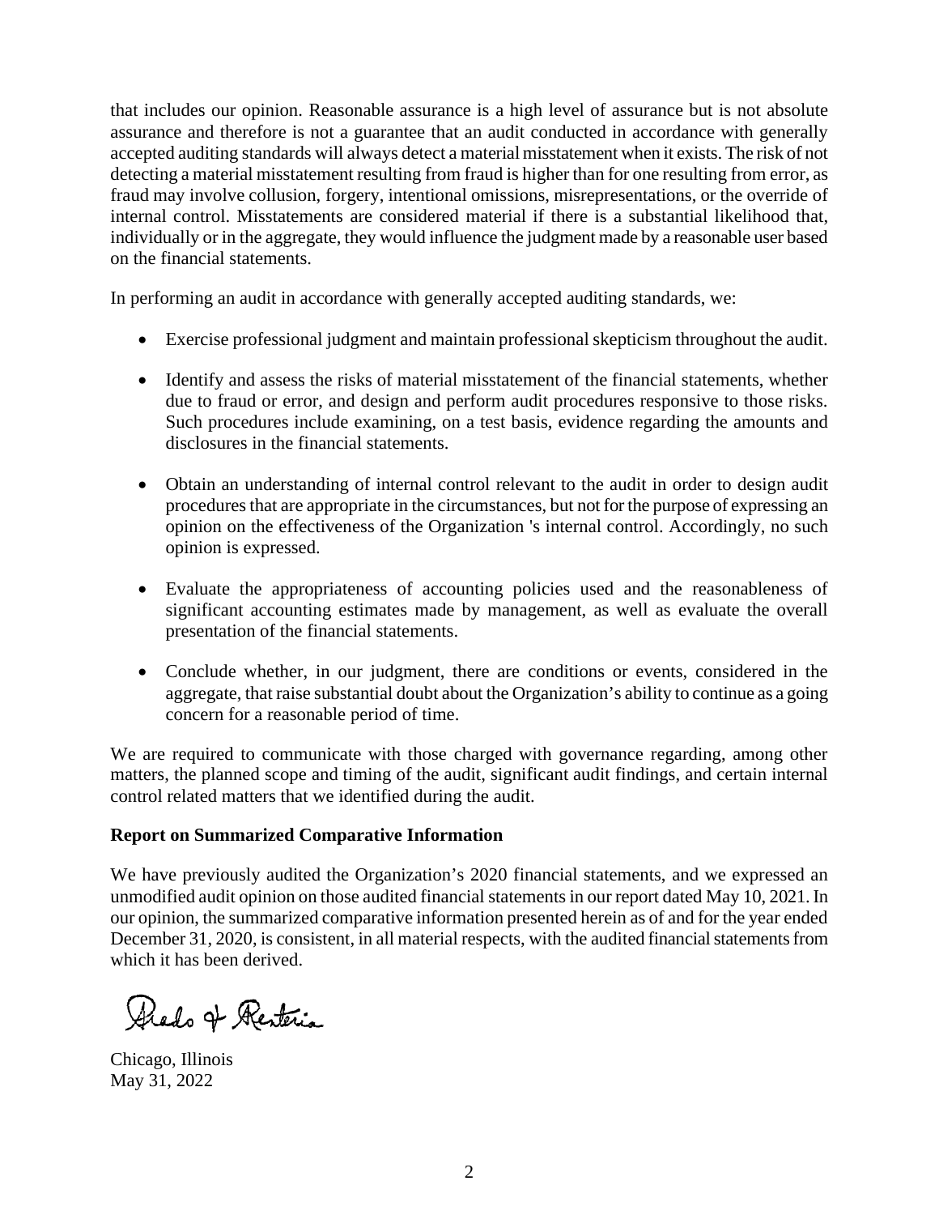that includes our opinion. Reasonable assurance is a high level of assurance but is not absolute assurance and therefore is not a guarantee that an audit conducted in accordance with generally accepted auditing standards will always detect a material misstatement when it exists. The risk of not detecting a material misstatement resulting from fraud is higher than for one resulting from error, as fraud may involve collusion, forgery, intentional omissions, misrepresentations, or the override of internal control. Misstatements are considered material if there is a substantial likelihood that, individually or in the aggregate, they would influence the judgment made by a reasonable user based on the financial statements.

In performing an audit in accordance with generally accepted auditing standards, we:

- Exercise professional judgment and maintain professional skepticism throughout the audit.
- Identify and assess the risks of material misstatement of the financial statements, whether due to fraud or error, and design and perform audit procedures responsive to those risks. Such procedures include examining, on a test basis, evidence regarding the amounts and disclosures in the financial statements.
- Obtain an understanding of internal control relevant to the audit in order to design audit procedures that are appropriate in the circumstances, but not for the purpose of expressing an opinion on the effectiveness of the Organization 's internal control. Accordingly, no such opinion is expressed.
- Evaluate the appropriateness of accounting policies used and the reasonableness of significant accounting estimates made by management, as well as evaluate the overall presentation of the financial statements.
- Conclude whether, in our judgment, there are conditions or events, considered in the aggregate, that raise substantial doubt about the Organization's ability to continue as a going concern for a reasonable period of time.

We are required to communicate with those charged with governance regarding, among other matters, the planned scope and timing of the audit, significant audit findings, and certain internal control related matters that we identified during the audit.

**Report on Summarized Comparative Information**

We have previously audited the Organization's 2020 financial statements, and we expressed an unmodified audit opinion on those audited financial statements in our report dated May 10, 2021. In our opinion, the summarized comparative information presented herein as of and for the year ended December 31, 2020, is consistent, in all material respects, with the audited financial statements from which it has been derived.

Prado & Renteria

Chicago, Illinois
May 31, 2022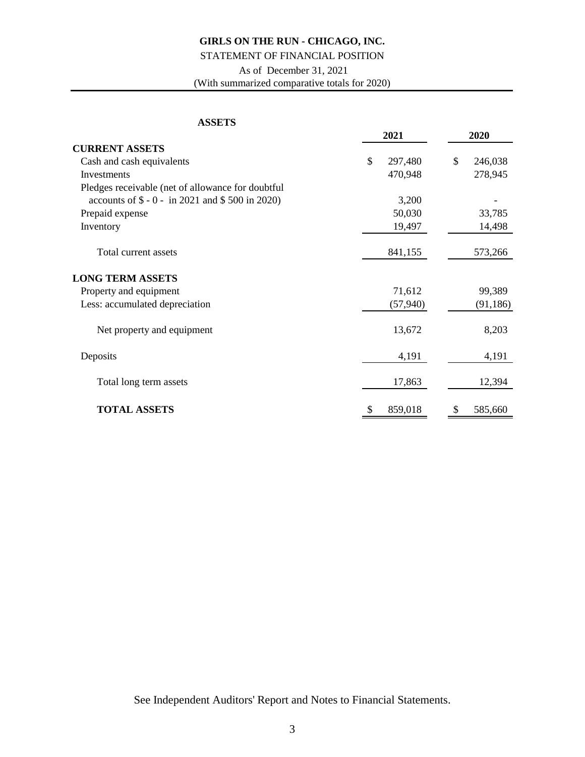**GIRLS ON THE RUN - CHICAGO, INC.**

STATEMENT OF FINANCIAL POSITION

As of December 31, 2021

(With summarized comparative totals for 2020)

**ASSETS**

| | 2021 | 2020 |
|---|---|---|
| **CURRENT ASSETS** | | |
| Cash and cash equivalents | $ 297,480 | $ 246,038 |
| Investments | 470,948 | 278,945 |
| Pledges receivable (net of allowance for doubtful accounts of $ - 0 - in 2021 and $ 500 in 2020) | 3,200 | - |
| Prepaid expense | 50,030 | 33,785 |
| Inventory | 19,497 | 14,498 |
| Total current assets | 841,155 | 573,266 |
| **LONG TERM ASSETS** | | |
| Property and equipment | 71,612 | 99,389 |
| Less: accumulated depreciation | (57,940) | (91,186) |
| Net property and equipment | 13,672 | 8,203 |
| Deposits | 4,191 | 4,191 |
| Total long term assets | 17,863 | 12,394 |
| **TOTAL ASSETS** | $ 859,018 | $ 585,660 |

See Independent Auditors' Report and Notes to Financial Statements.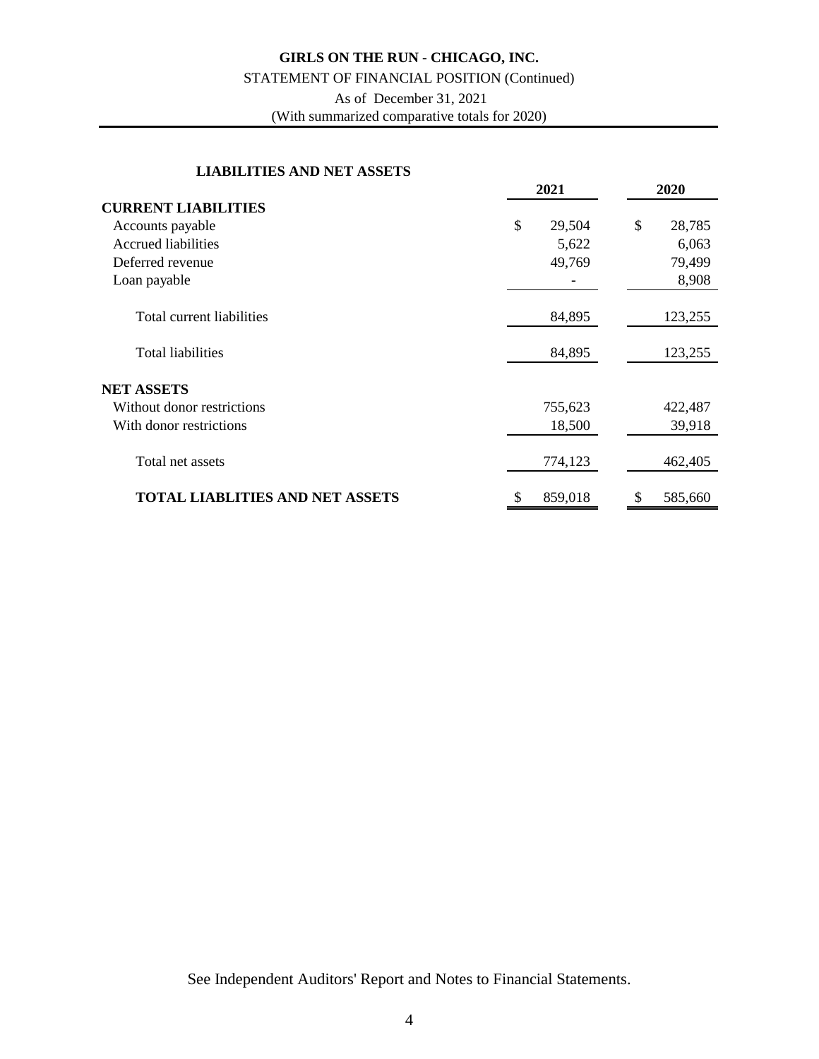**GIRLS ON THE RUN - CHICAGO, INC.**

STATEMENT OF FINANCIAL POSITION (Continued)

As of December 31, 2021

(With summarized comparative totals for 2020)

**LIABILITIES AND NET ASSETS**

| | 2021 | 2020 |
|---|---|---|
| **CURRENT LIABILITIES** | | |
| Accounts payable | $ 29,504 | $ 28,785 |
| Accrued liabilities | 5,622 | 6,063 |
| Deferred revenue | 49,769 | 79,499 |
| Loan payable | - | 8,908 |
| Total current liabilities | 84,895 | 123,255 |
| Total liabilities | 84,895 | 123,255 |
| **NET ASSETS** | | |
| Without donor restrictions | 755,623 | 422,487 |
| With donor restrictions | 18,500 | 39,918 |
| Total net assets | 774,123 | 462,405 |
| **TOTAL LIABLITIES AND NET ASSETS** | $ 859,018 | $ 585,660 |

See Independent Auditors' Report and Notes to Financial Statements.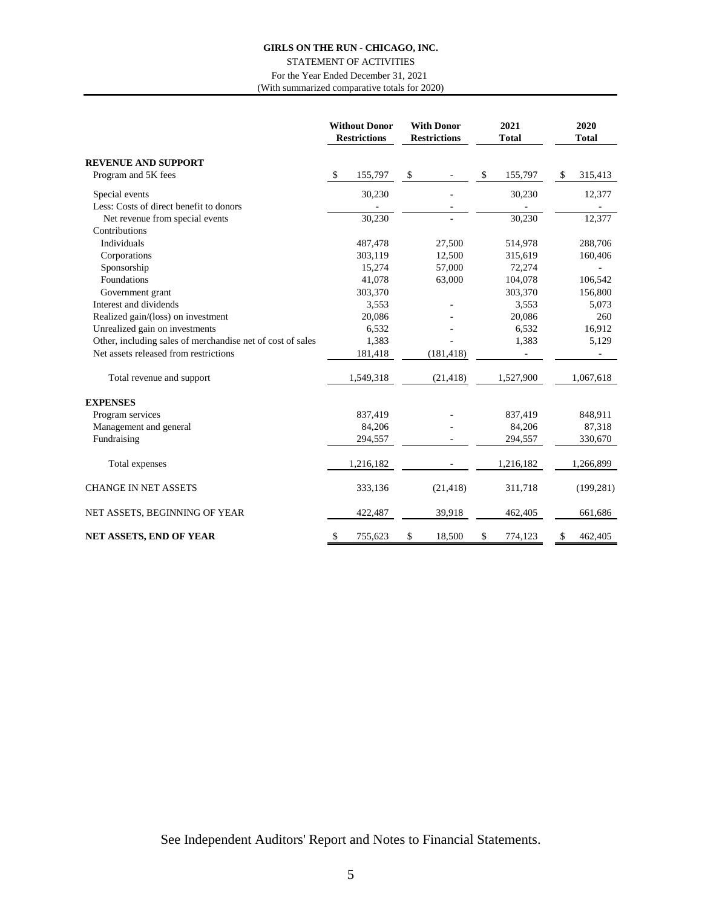**GIRLS ON THE RUN - CHICAGO, INC.**

STATEMENT OF ACTIVITIES

For the Year Ended December 31, 2021

(With summarized comparative totals for 2020)

| | Without Donor Restrictions | With Donor Restrictions | 2021 Total | 2020 Total |
|---|---|---|---|---|
| **REVENUE AND SUPPORT** | | | | |
| Program and 5K fees | $ 155,797 | $ - | $ 155,797 | $ 315,413 |
| Special events | 30,230 | - | 30,230 | 12,377 |
| Less: Costs of direct benefit to donors | - | - | - | - |
| Net revenue from special events | 30,230 | - | 30,230 | 12,377 |
| Contributions | | | | |
| Individuals | 487,478 | 27,500 | 514,978 | 288,706 |
| Corporations | 303,119 | 12,500 | 315,619 | 160,406 |
| Sponsorship | 15,274 | 57,000 | 72,274 | - |
| Foundations | 41,078 | 63,000 | 104,078 | 106,542 |
| Government grant | 303,370 | | 303,370 | 156,800 |
| Interest and dividends | 3,553 | - | 3,553 | 5,073 |
| Realized gain/(loss) on investment | 20,086 | - | 20,086 | 260 |
| Unrealized gain on investments | 6,532 | - | 6,532 | 16,912 |
| Other, including sales of merchandise net of cost of sales | 1,383 | - | 1,383 | 5,129 |
| Net assets released from restrictions | 181,418 | (181,418) | - | - |
| Total revenue and support | 1,549,318 | (21,418) | 1,527,900 | 1,067,618 |
| **EXPENSES** | | | | |
| Program services | 837,419 | - | 837,419 | 848,911 |
| Management and general | 84,206 | - | 84,206 | 87,318 |
| Fundraising | 294,557 | - | 294,557 | 330,670 |
| Total expenses | 1,216,182 | - | 1,216,182 | 1,266,899 |
| CHANGE IN NET ASSETS | 333,136 | (21,418) | 311,718 | (199,281) |
| NET ASSETS, BEGINNING OF YEAR | 422,487 | 39,918 | 462,405 | 661,686 |
| **NET ASSETS, END OF YEAR** | $ 755,623 | $ 18,500 | $ 774,123 | $ 462,405 |

See Independent Auditors' Report and Notes to Financial Statements.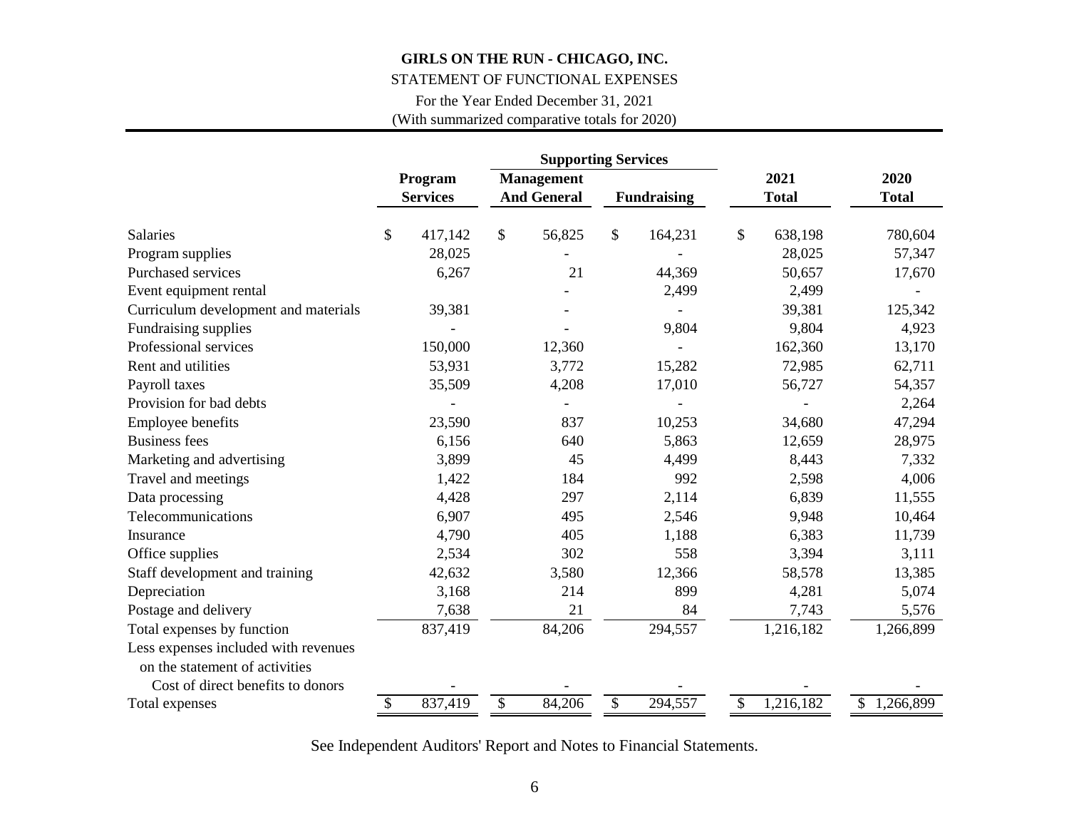# GIRLS ON THE RUN - CHICAGO, INC.

STATEMENT OF FUNCTIONAL EXPENSES

For the Year Ended December 31, 2021

(With summarized comparative totals for 2020)

| | Program Services | Supporting Services | | 2021 Total | 2020 Total |
|---|---|---|---|---|---|
| | | Management And General | Fundraising | | |
| Salaries | $ 417,142 | $ 56,825 | $ 164,231 | $ 638,198 | 780,604 |
| Program supplies | 28,025 | - | - | 28,025 | 57,347 |
| Purchased services | 6,267 | 21 | 44,369 | 50,657 | 17,670 |
| Event equipment rental | | - | 2,499 | 2,499 | - |
| Curriculum development and materials | 39,381 | - | - | 39,381 | 125,342 |
| Fundraising supplies | - | - | 9,804 | 9,804 | 4,923 |
| Professional services | 150,000 | 12,360 | - | 162,360 | 13,170 |
| Rent and utilities | 53,931 | 3,772 | 15,282 | 72,985 | 62,711 |
| Payroll taxes | 35,509 | 4,208 | 17,010 | 56,727 | 54,357 |
| Provision for bad debts | - | - | - | - | 2,264 |
| Employee benefits | 23,590 | 837 | 10,253 | 34,680 | 47,294 |
| Business fees | 6,156 | 640 | 5,863 | 12,659 | 28,975 |
| Marketing and advertising | 3,899 | 45 | 4,499 | 8,443 | 7,332 |
| Travel and meetings | 1,422 | 184 | 992 | 2,598 | 4,006 |
| Data processing | 4,428 | 297 | 2,114 | 6,839 | 11,555 |
| Telecommunications | 6,907 | 495 | 2,546 | 9,948 | 10,464 |
| Insurance | 4,790 | 405 | 1,188 | 6,383 | 11,739 |
| Office supplies | 2,534 | 302 | 558 | 3,394 | 3,111 |
| Staff development and training | 42,632 | 3,580 | 12,366 | 58,578 | 13,385 |
| Depreciation | 3,168 | 214 | 899 | 4,281 | 5,074 |
| Postage and delivery | 7,638 | 21 | 84 | 7,743 | 5,576 |
| Total expenses by function | 837,419 | 84,206 | 294,557 | 1,216,182 | 1,266,899 |
| Less expenses included with revenues on the statement of activities | | | | | |
| Cost of direct benefits to donors | - | - | - | - | - |
| Total expenses | $ 837,419 | $ 84,206 | $ 294,557 | $ 1,216,182 | $ 1,266,899 |

See Independent Auditors' Report and Notes to Financial Statements.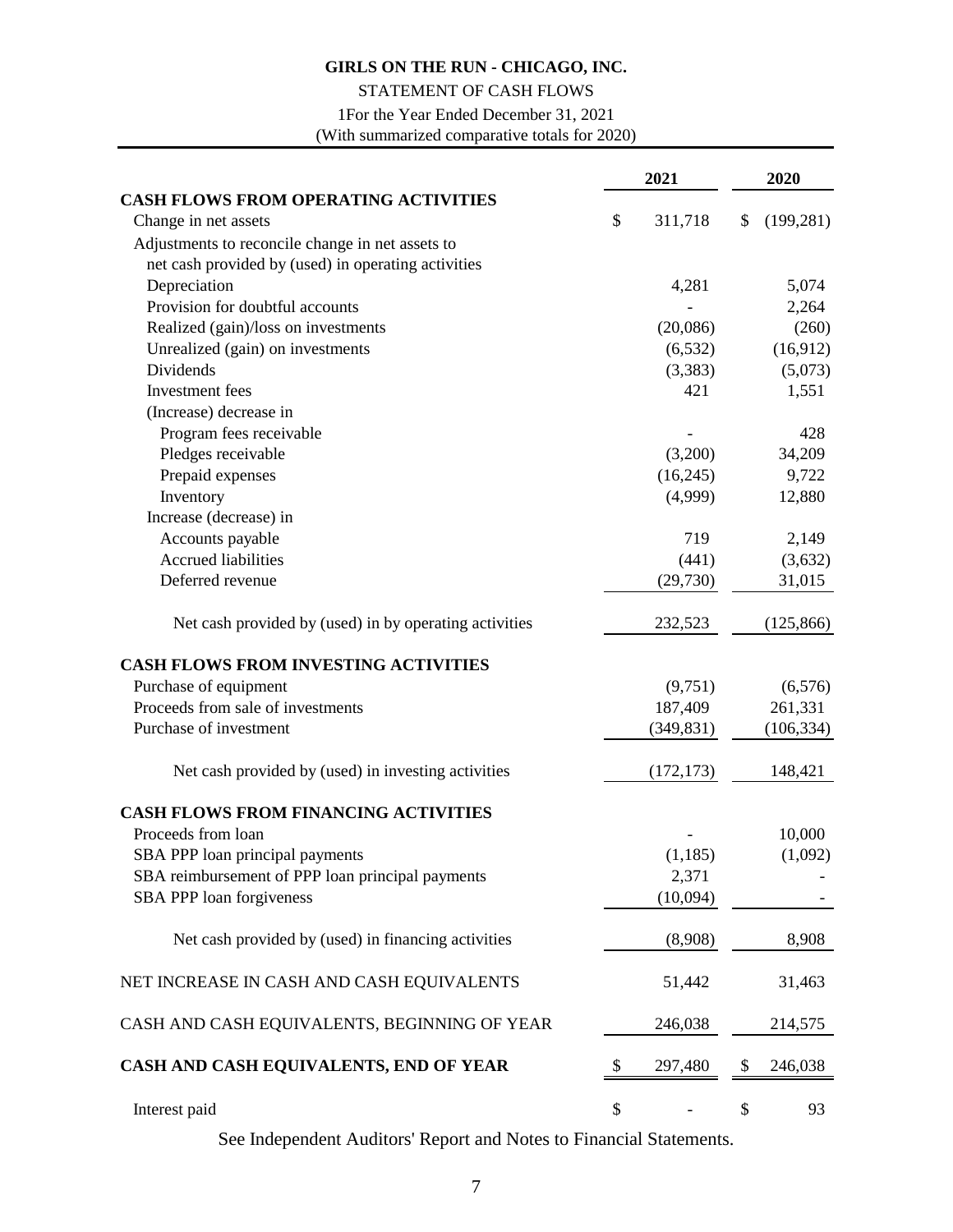**GIRLS ON THE RUN - CHICAGO, INC.**

STATEMENT OF CASH FLOWS

1For the Year Ended December 31, 2021

(With summarized comparative totals for 2020)

| | 2021 | 2020 |
|---|---|---|
| **CASH FLOWS FROM OPERATING ACTIVITIES** | | |
| Change in net assets | $ 311,718 | $ (199,281) |
| Adjustments to reconcile change in net assets to net cash provided by (used) in operating activities | | |
| Depreciation | 4,281 | 5,074 |
| Provision for doubtful accounts | - | 2,264 |
| Realized (gain)/loss on investments | (20,086) | (260) |
| Unrealized (gain) on investments | (6,532) | (16,912) |
| Dividends | (3,383) | (5,073) |
| Investment fees | 421 | 1,551 |
| (Increase) decrease in | | |
| Program fees receivable | - | 428 |
| Pledges receivable | (3,200) | 34,209 |
| Prepaid expenses | (16,245) | 9,722 |
| Inventory | (4,999) | 12,880 |
| Increase (decrease) in | | |
| Accounts payable | 719 | 2,149 |
| Accrued liabilities | (441) | (3,632) |
| Deferred revenue | (29,730) | 31,015 |
| Net cash provided by (used) in by operating activities | 232,523 | (125,866) |
| **CASH FLOWS FROM INVESTING ACTIVITIES** | | |
| Purchase of equipment | (9,751) | (6,576) |
| Proceeds from sale of investments | 187,409 | 261,331 |
| Purchase of investment | (349,831) | (106,334) |
| Net cash provided by (used) in investing activities | (172,173) | 148,421 |
| **CASH FLOWS FROM FINANCING ACTIVITIES** | | |
| Proceeds from loan | - | 10,000 |
| SBA PPP loan principal payments | (1,185) | (1,092) |
| SBA reimbursement of PPP loan principal payments | 2,371 | - |
| SBA PPP loan forgiveness | (10,094) | - |
| Net cash provided by (used) in financing activities | (8,908) | 8,908 |
| NET INCREASE IN CASH AND CASH EQUIVALENTS | 51,442 | 31,463 |
| CASH AND CASH EQUIVALENTS, BEGINNING OF YEAR | 246,038 | 214,575 |
| **CASH AND CASH EQUIVALENTS, END OF YEAR** | $ 297,480 | $ 246,038 |
| Interest paid | $ - | $ 93 |

See Independent Auditors' Report and Notes to Financial Statements.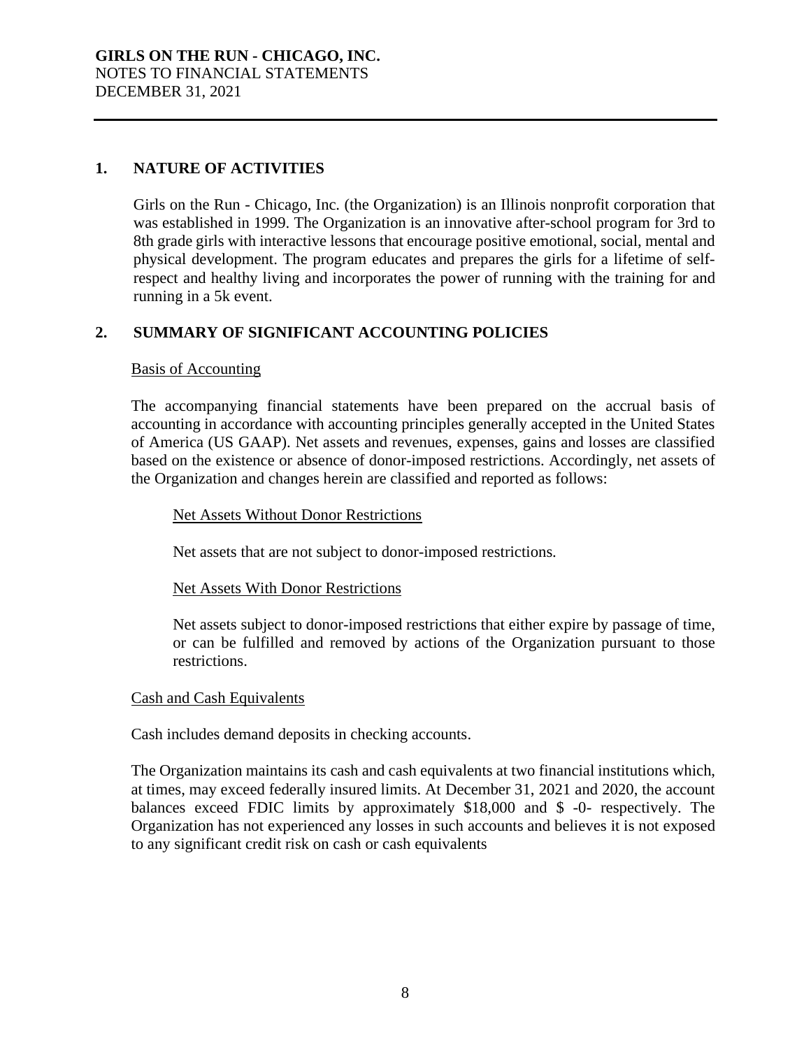**GIRLS ON THE RUN - CHICAGO, INC.**
NOTES TO FINANCIAL STATEMENTS
DECEMBER 31, 2021

## 1. NATURE OF ACTIVITIES

Girls on the Run - Chicago, Inc. (the Organization) is an Illinois nonprofit corporation that was established in 1999. The Organization is an innovative after-school program for 3rd to 8th grade girls with interactive lessons that encourage positive emotional, social, mental and physical development. The program educates and prepares the girls for a lifetime of self-respect and healthy living and incorporates the power of running with the training for and running in a 5k event.

## 2. SUMMARY OF SIGNIFICANT ACCOUNTING POLICIES

Basis of Accounting

The accompanying financial statements have been prepared on the accrual basis of accounting in accordance with accounting principles generally accepted in the United States of America (US GAAP). Net assets and revenues, expenses, gains and losses are classified based on the existence or absence of donor-imposed restrictions. Accordingly, net assets of the Organization and changes herein are classified and reported as follows:

Net Assets Without Donor Restrictions

Net assets that are not subject to donor-imposed restrictions.

Net Assets With Donor Restrictions

Net assets subject to donor-imposed restrictions that either expire by passage of time, or can be fulfilled and removed by actions of the Organization pursuant to those restrictions.

Cash and Cash Equivalents

Cash includes demand deposits in checking accounts.

The Organization maintains its cash and cash equivalents at two financial institutions which, at times, may exceed federally insured limits. At December 31, 2021 and 2020, the account balances exceed FDIC limits by approximately $18,000 and $ -0- respectively. The Organization has not experienced any losses in such accounts and believes it is not exposed to any significant credit risk on cash or cash equivalents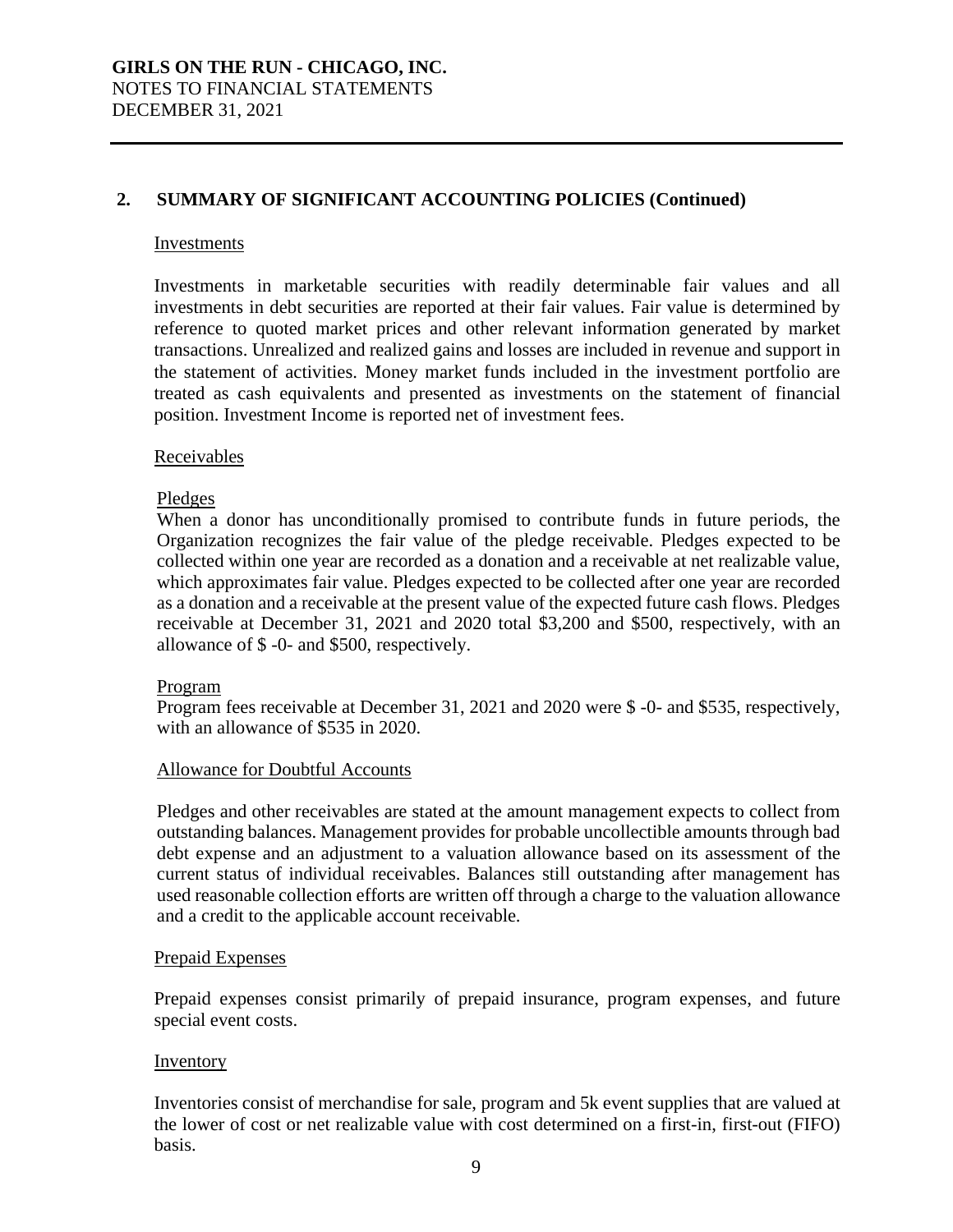## 2. SUMMARY OF SIGNIFICANT ACCOUNTING POLICIES (Continued)

Investments

Investments in marketable securities with readily determinable fair values and all investments in debt securities are reported at their fair values. Fair value is determined by reference to quoted market prices and other relevant information generated by market transactions. Unrealized and realized gains and losses are included in revenue and support in the statement of activities. Money market funds included in the investment portfolio are treated as cash equivalents and presented as investments on the statement of financial position. Investment Income is reported net of investment fees.

Receivables

Pledges

When a donor has unconditionally promised to contribute funds in future periods, the Organization recognizes the fair value of the pledge receivable. Pledges expected to be collected within one year are recorded as a donation and a receivable at net realizable value, which approximates fair value. Pledges expected to be collected after one year are recorded as a donation and a receivable at the present value of the expected future cash flows. Pledges receivable at December 31, 2021 and 2020 total $3,200 and $500, respectively, with an allowance of $ -0- and $500, respectively.

Program

Program fees receivable at December 31, 2021 and 2020 were $ -0- and $535, respectively, with an allowance of $535 in 2020.

Allowance for Doubtful Accounts

Pledges and other receivables are stated at the amount management expects to collect from outstanding balances. Management provides for probable uncollectible amounts through bad debt expense and an adjustment to a valuation allowance based on its assessment of the current status of individual receivables. Balances still outstanding after management has used reasonable collection efforts are written off through a charge to the valuation allowance and a credit to the applicable account receivable.

Prepaid Expenses

Prepaid expenses consist primarily of prepaid insurance, program expenses, and future special event costs.

Inventory

Inventories consist of merchandise for sale, program and 5k event supplies that are valued at the lower of cost or net realizable value with cost determined on a first-in, first-out (FIFO) basis.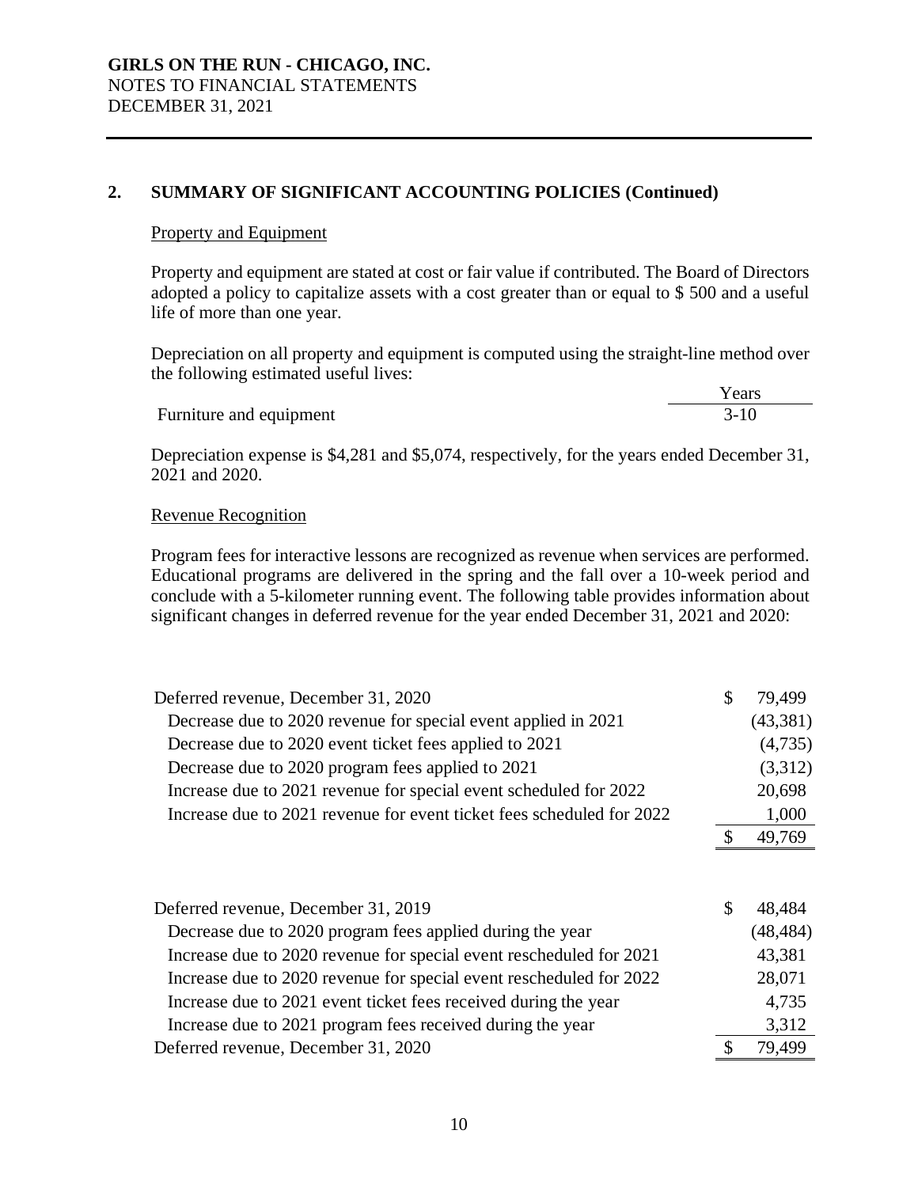**GIRLS ON THE RUN - CHICAGO, INC.**
NOTES TO FINANCIAL STATEMENTS
DECEMBER 31, 2021

## 2. SUMMARY OF SIGNIFICANT ACCOUNTING POLICIES (Continued)

### Property and Equipment

Property and equipment are stated at cost or fair value if contributed. The Board of Directors adopted a policy to capitalize assets with a cost greater than or equal to $ 500 and a useful life of more than one year.

Depreciation on all property and equipment is computed using the straight-line method over the following estimated useful lives:

| | Years |
|---|---|
| Furniture and equipment | 3-10 |

Depreciation expense is $4,281 and $5,074, respectively, for the years ended December 31, 2021 and 2020.

### Revenue Recognition

Program fees for interactive lessons are recognized as revenue when services are performed. Educational programs are delivered in the spring and the fall over a 10-week period and conclude with a 5-kilometer running event. The following table provides information about significant changes in deferred revenue for the year ended December 31, 2021 and 2020:

| | |
|---|---|
| Deferred revenue, December 31, 2020 | $ 79,499 |
| Decrease due to 2020 revenue for special event applied in 2021 | (43,381) |
| Decrease due to 2020 event ticket fees applied to 2021 | (4,735) |
| Decrease due to 2020 program fees applied to 2021 | (3,312) |
| Increase due to 2021 revenue for special event scheduled for 2022 | 20,698 |
| Increase due to 2021 revenue for event ticket fees scheduled for 2022 | 1,000 |
| | $ 49,769 |

| | |
|---|---|
| Deferred revenue, December 31, 2019 | $ 48,484 |
| Decrease due to 2020 program fees applied during the year | (48,484) |
| Increase due to 2020 revenue for special event rescheduled for 2021 | 43,381 |
| Increase due to 2020 revenue for special event rescheduled for 2022 | 28,071 |
| Increase due to 2021 event ticket fees received during the year | 4,735 |
| Increase due to 2021 program fees received during the year | 3,312 |
| Deferred revenue, December 31, 2020 | $ 79,499 |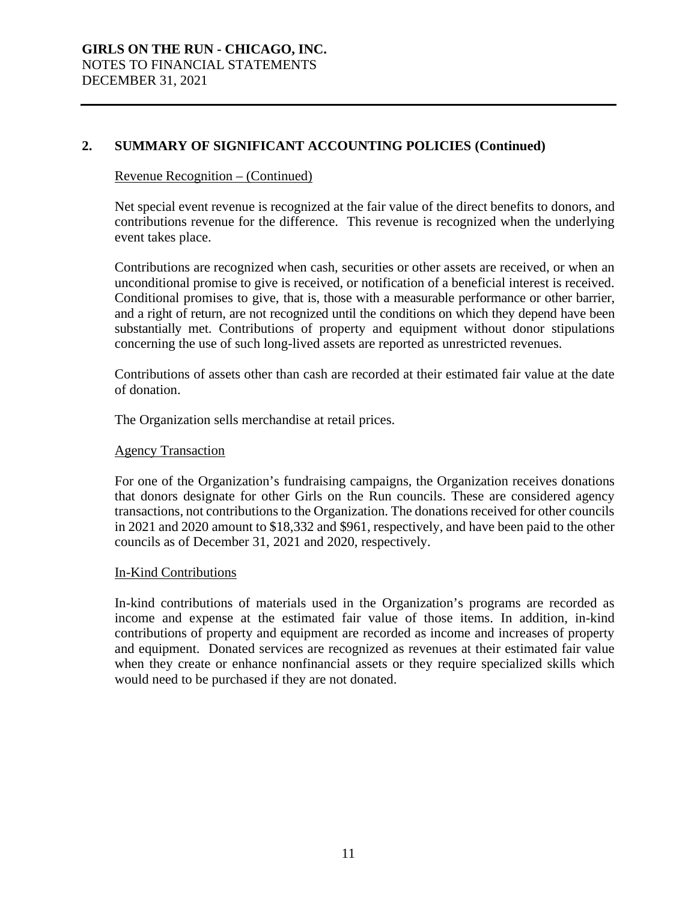## 2. SUMMARY OF SIGNIFICANT ACCOUNTING POLICIES (Continued)

Revenue Recognition – (Continued)

Net special event revenue is recognized at the fair value of the direct benefits to donors, and contributions revenue for the difference. This revenue is recognized when the underlying event takes place.

Contributions are recognized when cash, securities or other assets are received, or when an unconditional promise to give is received, or notification of a beneficial interest is received. Conditional promises to give, that is, those with a measurable performance or other barrier, and a right of return, are not recognized until the conditions on which they depend have been substantially met. Contributions of property and equipment without donor stipulations concerning the use of such long-lived assets are reported as unrestricted revenues.

Contributions of assets other than cash are recorded at their estimated fair value at the date of donation.

The Organization sells merchandise at retail prices.

Agency Transaction

For one of the Organization's fundraising campaigns, the Organization receives donations that donors designate for other Girls on the Run councils. These are considered agency transactions, not contributions to the Organization. The donations received for other councils in 2021 and 2020 amount to $18,332 and $961, respectively, and have been paid to the other councils as of December 31, 2021 and 2020, respectively.

In-Kind Contributions

In-kind contributions of materials used in the Organization's programs are recorded as income and expense at the estimated fair value of those items. In addition, in-kind contributions of property and equipment are recorded as income and increases of property and equipment. Donated services are recognized as revenues at their estimated fair value when they create or enhance nonfinancial assets or they require specialized skills which would need to be purchased if they are not donated.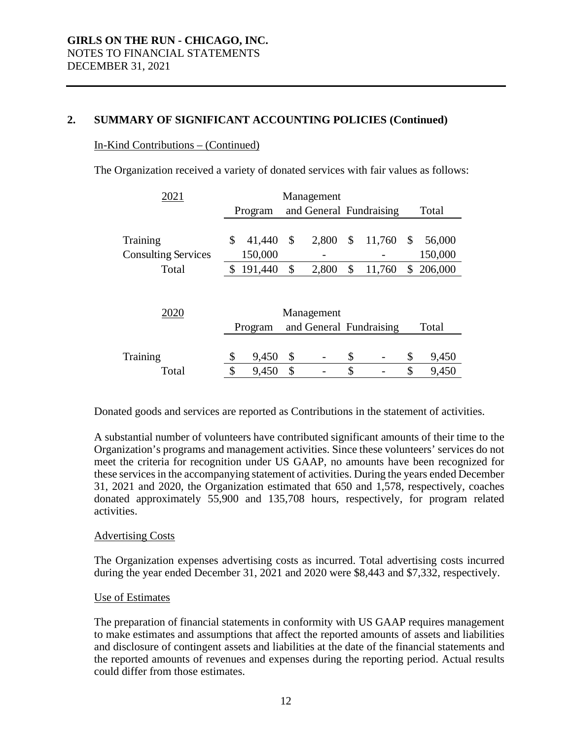## 2. SUMMARY OF SIGNIFICANT ACCOUNTING POLICIES (Continued)

In-Kind Contributions – (Continued)

The Organization received a variety of donated services with fair values as follows:

| 2021 | Program | Management and General | Fundraising | Total |
|---|---|---|---|---|
| Training | $ 41,440 | $ 2,800 | $ 11,760 | $ 56,000 |
| Consulting Services | 150,000 | - | - | 150,000 |
| Total | $ 191,440 | $ 2,800 | $ 11,760 | $ 206,000 |

| 2020 | Program | Management and General | Fundraising | Total |
|---|---|---|---|---|
| Training | $ 9,450 | $ - | $ - | $ 9,450 |
| Total | $ 9,450 | $ - | $ - | $ 9,450 |

Donated goods and services are reported as Contributions in the statement of activities.

A substantial number of volunteers have contributed significant amounts of their time to the Organization's programs and management activities. Since these volunteers' services do not meet the criteria for recognition under US GAAP, no amounts have been recognized for these services in the accompanying statement of activities. During the years ended December 31, 2021 and 2020, the Organization estimated that 650 and 1,578, respectively, coaches donated approximately 55,900 and 135,708 hours, respectively, for program related activities.

Advertising Costs

The Organization expenses advertising costs as incurred. Total advertising costs incurred during the year ended December 31, 2021 and 2020 were $8,443 and $7,332, respectively.

Use of Estimates

The preparation of financial statements in conformity with US GAAP requires management to make estimates and assumptions that affect the reported amounts of assets and liabilities and disclosure of contingent assets and liabilities at the date of the financial statements and the reported amounts of revenues and expenses during the reporting period. Actual results could differ from those estimates.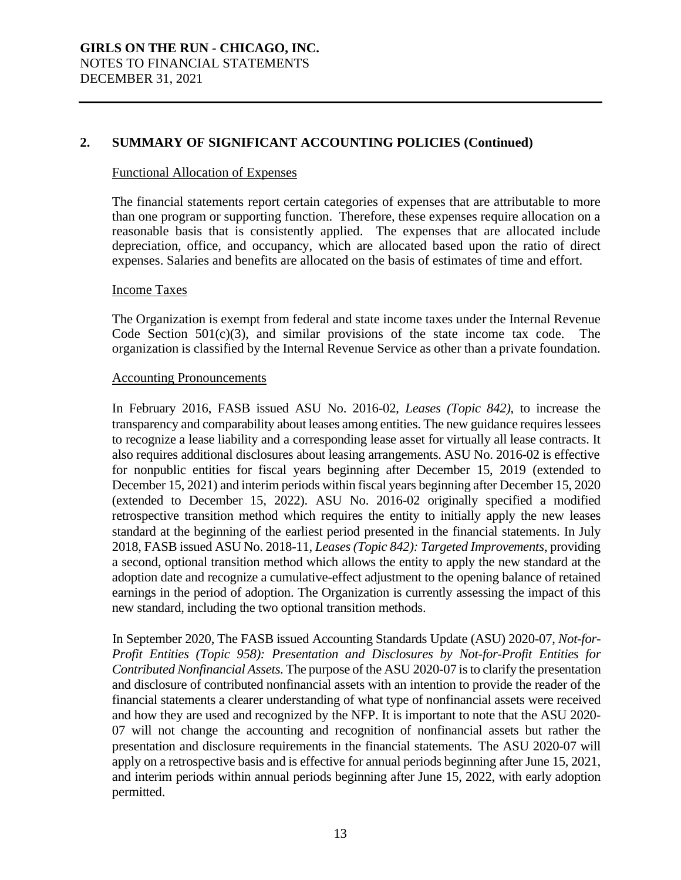## 2. SUMMARY OF SIGNIFICANT ACCOUNTING POLICIES (Continued)

### Functional Allocation of Expenses

The financial statements report certain categories of expenses that are attributable to more than one program or supporting function. Therefore, these expenses require allocation on a reasonable basis that is consistently applied. The expenses that are allocated include depreciation, office, and occupancy, which are allocated based upon the ratio of direct expenses. Salaries and benefits are allocated on the basis of estimates of time and effort.

### Income Taxes

The Organization is exempt from federal and state income taxes under the Internal Revenue Code Section 501(c)(3), and similar provisions of the state income tax code. The organization is classified by the Internal Revenue Service as other than a private foundation.

### Accounting Pronouncements

In February 2016, FASB issued ASU No. 2016-02, *Leases (Topic 842)*, to increase the transparency and comparability about leases among entities. The new guidance requires lessees to recognize a lease liability and a corresponding lease asset for virtually all lease contracts. It also requires additional disclosures about leasing arrangements. ASU No. 2016-02 is effective for nonpublic entities for fiscal years beginning after December 15, 2019 (extended to December 15, 2021) and interim periods within fiscal years beginning after December 15, 2020 (extended to December 15, 2022). ASU No. 2016-02 originally specified a modified retrospective transition method which requires the entity to initially apply the new leases standard at the beginning of the earliest period presented in the financial statements. In July 2018, FASB issued ASU No. 2018-11, *Leases (Topic 842): Targeted Improvements*, providing a second, optional transition method which allows the entity to apply the new standard at the adoption date and recognize a cumulative-effect adjustment to the opening balance of retained earnings in the period of adoption. The Organization is currently assessing the impact of this new standard, including the two optional transition methods.

In September 2020, The FASB issued Accounting Standards Update (ASU) 2020-07, *Not-for-Profit Entities (Topic 958): Presentation and Disclosures by Not-for-Profit Entities for Contributed Nonfinancial Assets.* The purpose of the ASU 2020-07 is to clarify the presentation and disclosure of contributed nonfinancial assets with an intention to provide the reader of the financial statements a clearer understanding of what type of nonfinancial assets were received and how they are used and recognized by the NFP. It is important to note that the ASU 2020-07 will not change the accounting and recognition of nonfinancial assets but rather the presentation and disclosure requirements in the financial statements. The ASU 2020-07 will apply on a retrospective basis and is effective for annual periods beginning after June 15, 2021, and interim periods within annual periods beginning after June 15, 2022, with early adoption permitted.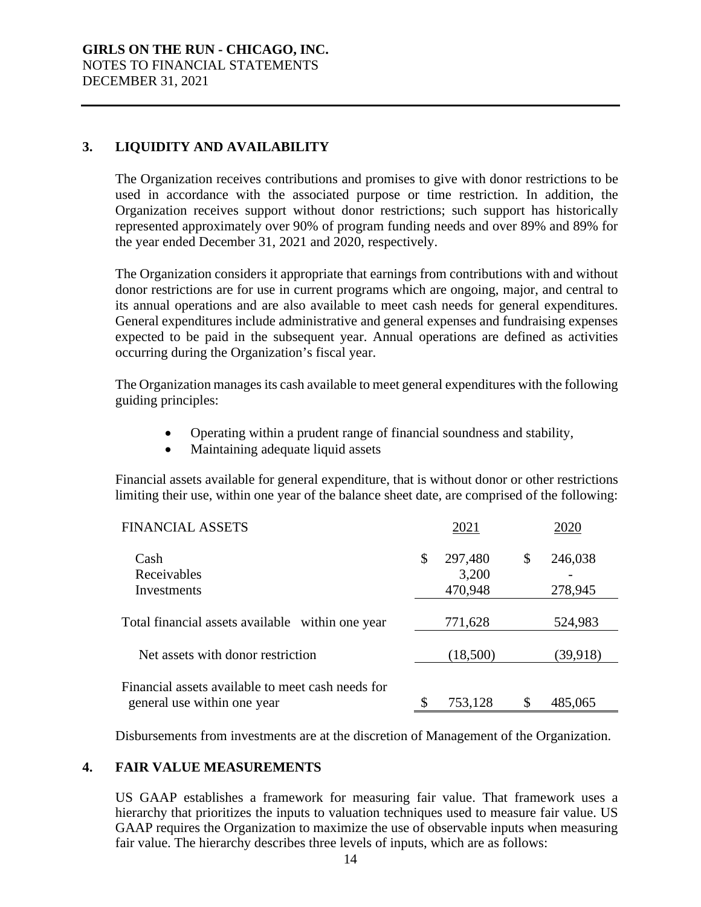## 3. LIQUIDITY AND AVAILABILITY

The Organization receives contributions and promises to give with donor restrictions to be used in accordance with the associated purpose or time restriction. In addition, the Organization receives support without donor restrictions; such support has historically represented approximately over 90% of program funding needs and over 89% and 89% for the year ended December 31, 2021 and 2020, respectively.

The Organization considers it appropriate that earnings from contributions with and without donor restrictions are for use in current programs which are ongoing, major, and central to its annual operations and are also available to meet cash needs for general expenditures. General expenditures include administrative and general expenses and fundraising expenses expected to be paid in the subsequent year. Annual operations are defined as activities occurring during the Organization's fiscal year.

The Organization manages its cash available to meet general expenditures with the following guiding principles:

- Operating within a prudent range of financial soundness and stability,
- Maintaining adequate liquid assets

Financial assets available for general expenditure, that is without donor or other restrictions limiting their use, within one year of the balance sheet date, are comprised of the following:

| FINANCIAL ASSETS | 2021 | 2020 |
|---|---|---|
| Cash | $ 297,480 | $ 246,038 |
| Receivables | 3,200 | - |
| Investments | 470,948 | 278,945 |
| Total financial assets available within one year | 771,628 | 524,983 |
| Net assets with donor restriction | (18,500) | (39,918) |
| Financial assets available to meet cash needs for general use within one year | $ 753,128 | $ 485,065 |

Disbursements from investments are at the discretion of Management of the Organization.

## 4. FAIR VALUE MEASUREMENTS

US GAAP establishes a framework for measuring fair value. That framework uses a hierarchy that prioritizes the inputs to valuation techniques used to measure fair value. US GAAP requires the Organization to maximize the use of observable inputs when measuring fair value. The hierarchy describes three levels of inputs, which are as follows: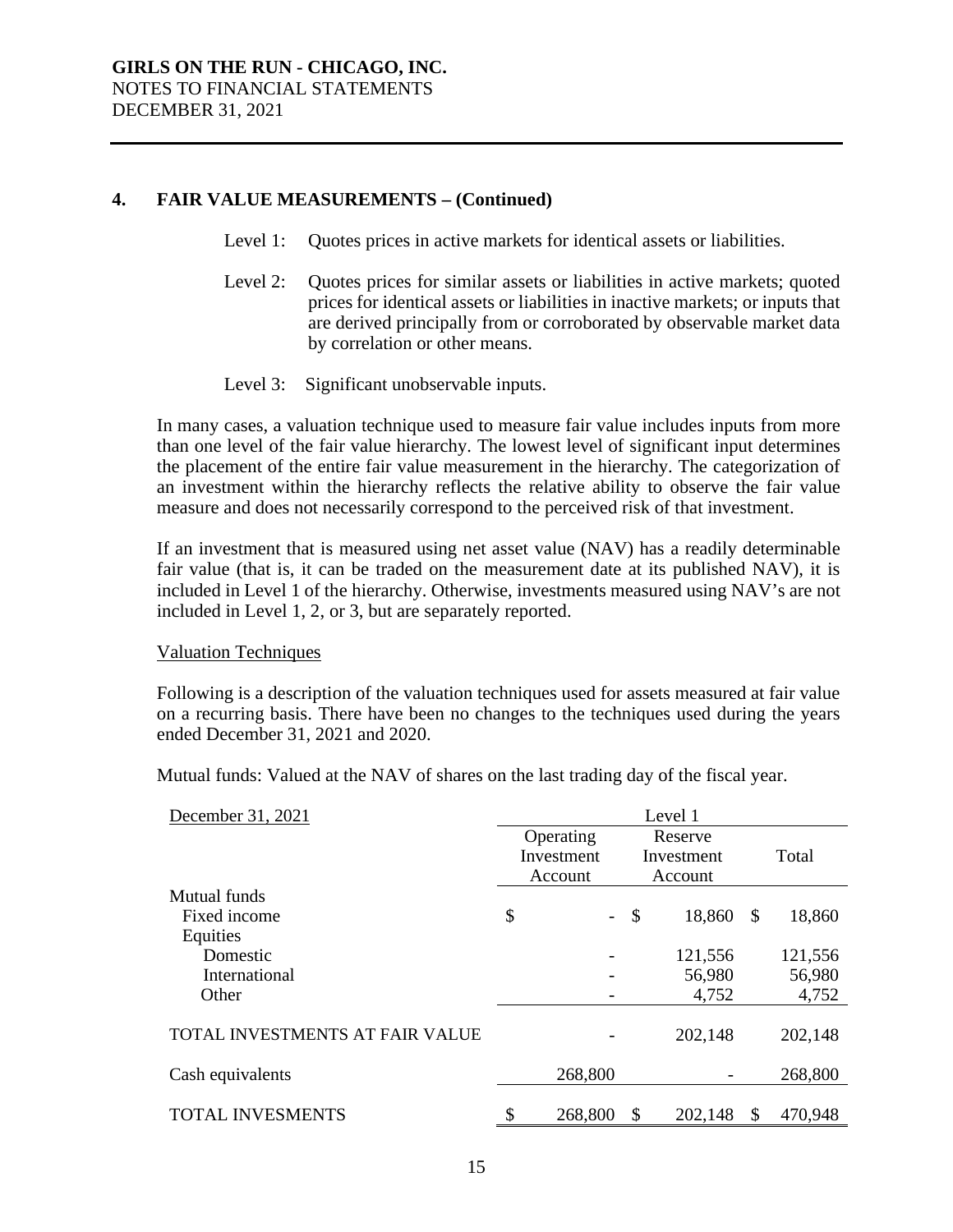## 4. FAIR VALUE MEASUREMENTS – (Continued)

Level 1: Quotes prices in active markets for identical assets or liabilities.

Level 2: Quotes prices for similar assets or liabilities in active markets; quoted prices for identical assets or liabilities in inactive markets; or inputs that are derived principally from or corroborated by observable market data by correlation or other means.

Level 3: Significant unobservable inputs.

In many cases, a valuation technique used to measure fair value includes inputs from more than one level of the fair value hierarchy. The lowest level of significant input determines the placement of the entire fair value measurement in the hierarchy. The categorization of an investment within the hierarchy reflects the relative ability to observe the fair value measure and does not necessarily correspond to the perceived risk of that investment.

If an investment that is measured using net asset value (NAV) has a readily determinable fair value (that is, it can be traded on the measurement date at its published NAV), it is included in Level 1 of the hierarchy. Otherwise, investments measured using NAV's are not included in Level 1, 2, or 3, but are separately reported.

Valuation Techniques

Following is a description of the valuation techniques used for assets measured at fair value on a recurring basis. There have been no changes to the techniques used during the years ended December 31, 2021 and 2020.

Mutual funds: Valued at the NAV of shares on the last trading day of the fiscal year.

| December 31, 2021 | Level 1 | | |
|---|---|---|---|
| | Operating Investment Account | Reserve Investment Account | Total |
| Mutual funds | | | |
| Fixed income | $ - | $ 18,860 | $ 18,860 |
| Equities | | | |
| Domestic | - | 121,556 | 121,556 |
| International | - | 56,980 | 56,980 |
| Other | - | 4,752 | 4,752 |
| TOTAL INVESTMENTS AT FAIR VALUE | - | 202,148 | 202,148 |
| Cash equivalents | 268,800 | - | 268,800 |
| TOTAL INVESMENTS | $ 268,800 | $ 202,148 | $ 470,948 |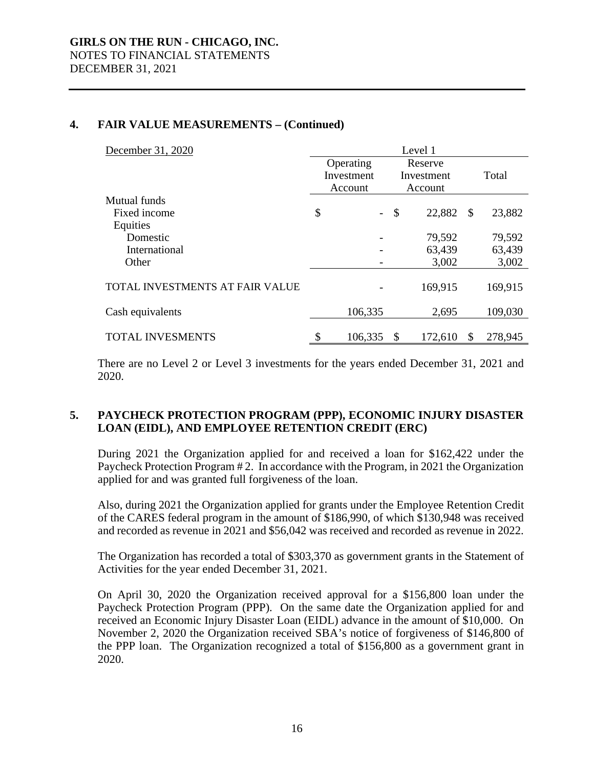## 4. FAIR VALUE MEASUREMENTS – (Continued)

| December 31, 2020 | Level 1 | | |
|---|---|---|---|
| | Operating Investment Account | Reserve Investment Account | Total |
| Mutual funds | | | |
| Fixed income | $ - | $ 22,882 | $ 23,882 |
| Equities | | | |
| Domestic | - | 79,592 | 79,592 |
| International | - | 63,439 | 63,439 |
| Other | - | 3,002 | 3,002 |
| TOTAL INVESTMENTS AT FAIR VALUE | - | 169,915 | 169,915 |
| Cash equivalents | 106,335 | 2,695 | 109,030 |
| TOTAL INVESMENTS | $ 106,335 | $ 172,610 | $ 278,945 |

There are no Level 2 or Level 3 investments for the years ended December 31, 2021 and 2020.

## 5. PAYCHECK PROTECTION PROGRAM (PPP), ECONOMIC INJURY DISASTER LOAN (EIDL), AND EMPLOYEE RETENTION CREDIT (ERC)

During 2021 the Organization applied for and received a loan for $162,422 under the Paycheck Protection Program # 2. In accordance with the Program, in 2021 the Organization applied for and was granted full forgiveness of the loan.

Also, during 2021 the Organization applied for grants under the Employee Retention Credit of the CARES federal program in the amount of $186,990, of which $130,948 was received and recorded as revenue in 2021 and $56,042 was received and recorded as revenue in 2022.

The Organization has recorded a total of $303,370 as government grants in the Statement of Activities for the year ended December 31, 2021.

On April 30, 2020 the Organization received approval for a $156,800 loan under the Paycheck Protection Program (PPP). On the same date the Organization applied for and received an Economic Injury Disaster Loan (EIDL) advance in the amount of $10,000. On November 2, 2020 the Organization received SBA's notice of forgiveness of $146,800 of the PPP loan. The Organization recognized a total of $156,800 as a government grant in 2020.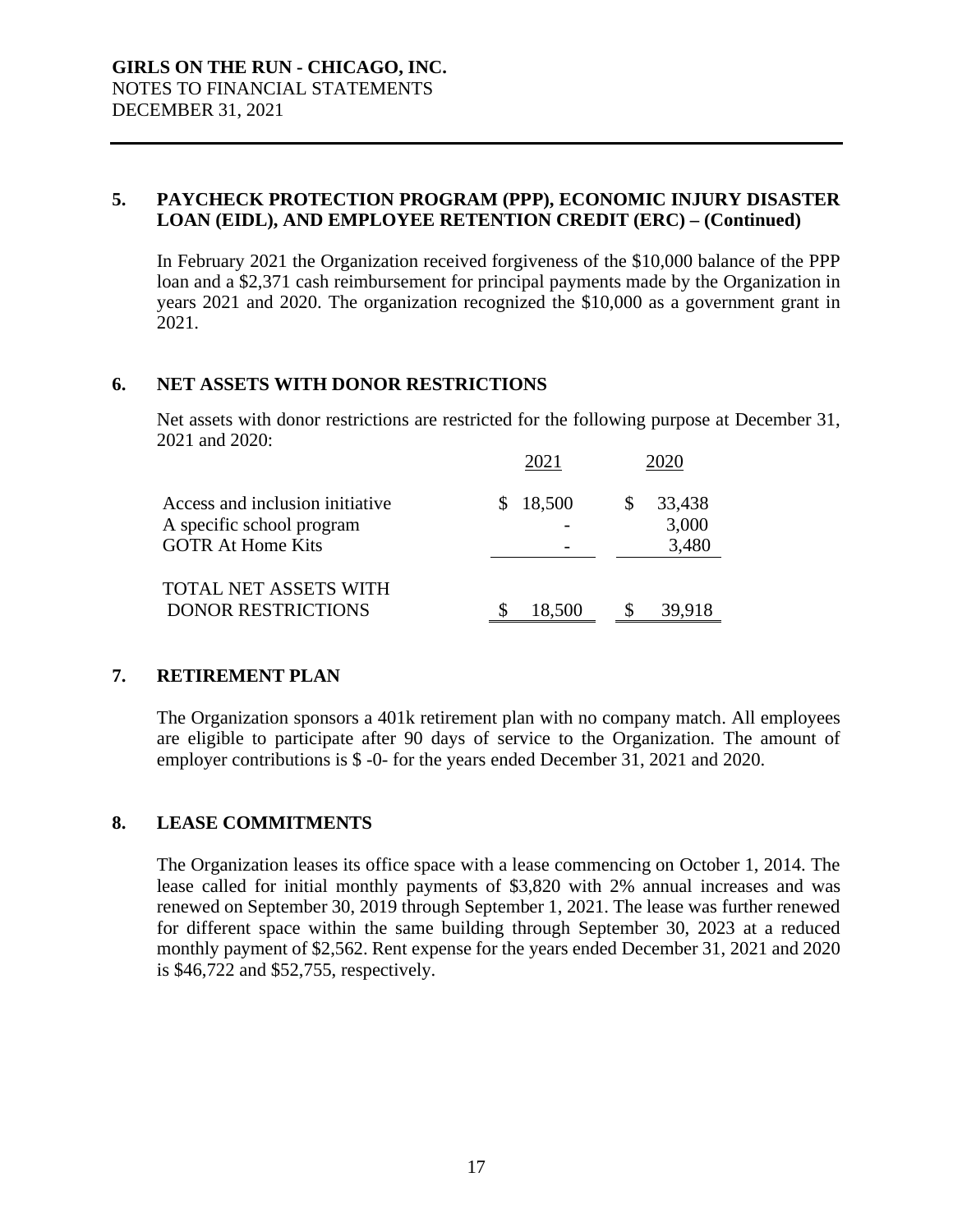**GIRLS ON THE RUN - CHICAGO, INC.**
NOTES TO FINANCIAL STATEMENTS
DECEMBER 31, 2021

## 5. PAYCHECK PROTECTION PROGRAM (PPP), ECONOMIC INJURY DISASTER LOAN (EIDL), AND EMPLOYEE RETENTION CREDIT (ERC) – (Continued)

In February 2021 the Organization received forgiveness of the $10,000 balance of the PPP loan and a $2,371 cash reimbursement for principal payments made by the Organization in years 2021 and 2020. The organization recognized the $10,000 as a government grant in 2021.

## 6. NET ASSETS WITH DONOR RESTRICTIONS

Net assets with donor restrictions are restricted for the following purpose at December 31, 2021 and 2020:

| | 2021 | 2020 |
|---|---|---|
| Access and inclusion initiative | $ 18,500 | $ 33,438 |
| A specific school program | - | 3,000 |
| GOTR At Home Kits | - | 3,480 |
| TOTAL NET ASSETS WITH DONOR RESTRICTIONS | $ 18,500 | $ 39,918 |

## 7. RETIREMENT PLAN

The Organization sponsors a 401k retirement plan with no company match. All employees are eligible to participate after 90 days of service to the Organization. The amount of employer contributions is $ -0- for the years ended December 31, 2021 and 2020.

## 8. LEASE COMMITMENTS

The Organization leases its office space with a lease commencing on October 1, 2014. The lease called for initial monthly payments of $3,820 with 2% annual increases and was renewed on September 30, 2019 through September 1, 2021. The lease was further renewed for different space within the same building through September 30, 2023 at a reduced monthly payment of $2,562. Rent expense for the years ended December 31, 2021 and 2020 is $46,722 and $52,755, respectively.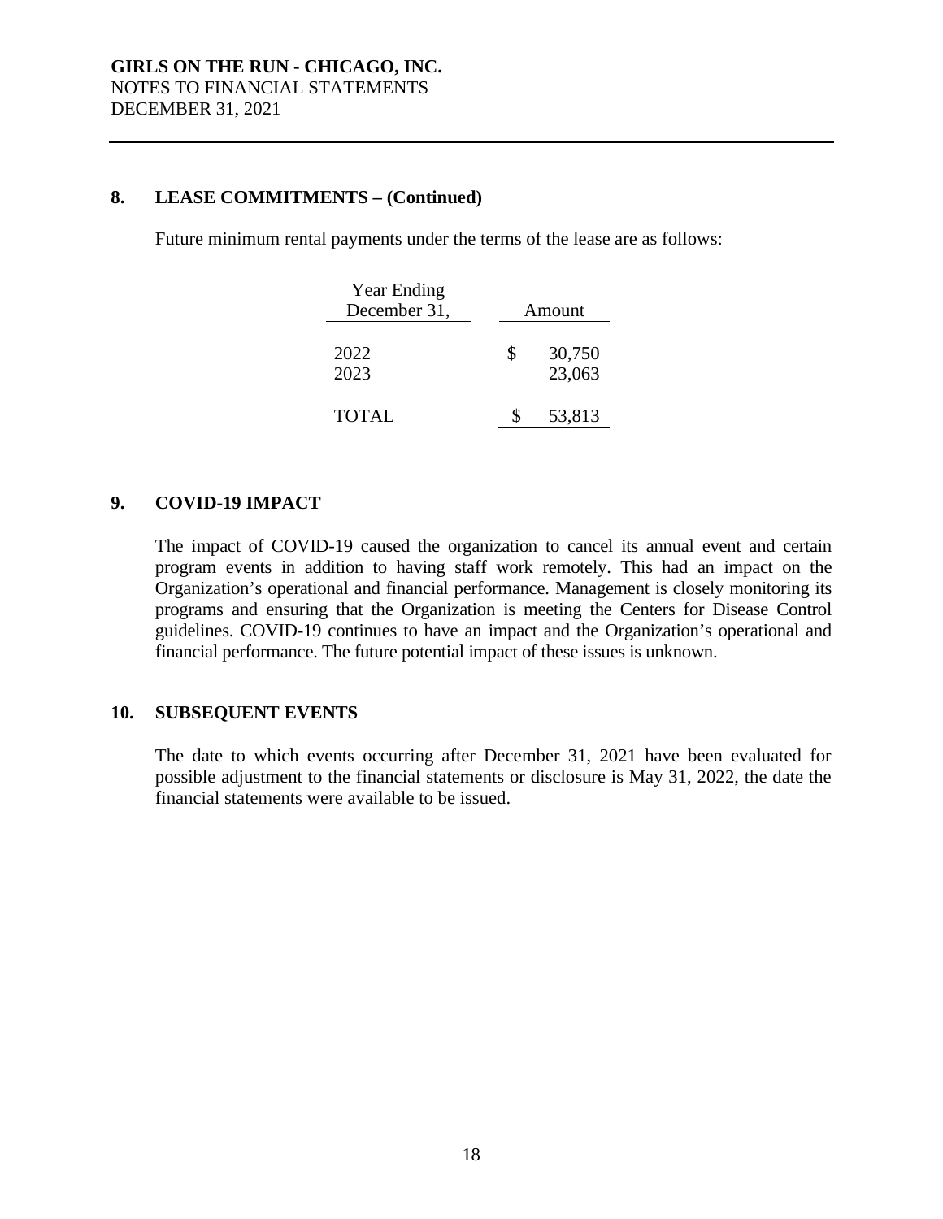## 8. LEASE COMMITMENTS – (Continued)

Future minimum rental payments under the terms of the lease are as follows:

| Year Ending December 31, | Amount |
|---|---|
| 2022 | $ 30,750 |
| 2023 | 23,063 |
| TOTAL | $ 53,813 |

## 9. COVID-19 IMPACT

The impact of COVID-19 caused the organization to cancel its annual event and certain program events in addition to having staff work remotely. This had an impact on the Organization's operational and financial performance. Management is closely monitoring its programs and ensuring that the Organization is meeting the Centers for Disease Control guidelines. COVID-19 continues to have an impact and the Organization's operational and financial performance. The future potential impact of these issues is unknown.

## 10. SUBSEQUENT EVENTS

The date to which events occurring after December 31, 2021 have been evaluated for possible adjustment to the financial statements or disclosure is May 31, 2022, the date the financial statements were available to be issued.